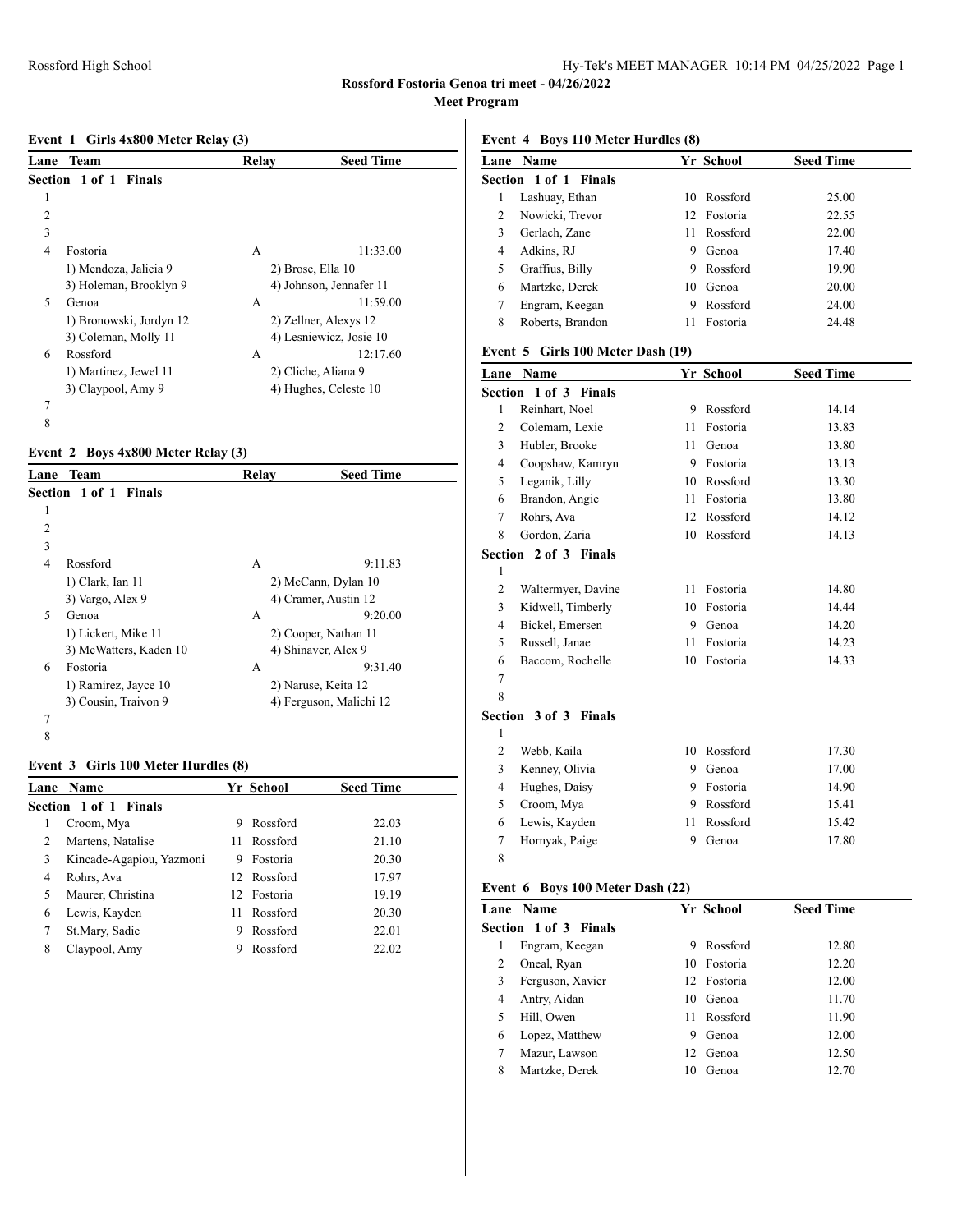# Rossford Fostoria Genoa tri meet - 04/26/2022

## Meet Program

### Event 1 Girls 4x800 Meter Relay (3)

| Lane | Team | Relay | Seed Time |
|---|---|---|---|
| **Section 1 of 1 Finals** | | | |
| 1 | | | |
| 2 | | | |
| 3 | | | |
| 4 | Fostoria | A | 11:33.00 |
| | 1) Mendoza, Jalicia 9 | 2) Brose, Ella 10 | |
| | 3) Holeman, Brooklyn 9 | 4) Johnson, Jennafer 11 | |
| 5 | Genoa | A | 11:59.00 |
| | 1) Bronowski, Jordyn 12 | 2) Zellner, Alexys 12 | |
| | 3) Coleman, Molly 11 | 4) Lesniewicz, Josie 10 | |
| 6 | Rossford | A | 12:17.60 |
| | 1) Martinez, Jewel 11 | 2) Cliche, Aliana 9 | |
| | 3) Claypool, Amy 9 | 4) Hughes, Celeste 10 | |
| 7 | | | |
| 8 | | | |

### Event 2 Boys 4x800 Meter Relay (3)

| Lane | Team | Relay | Seed Time |
|---|---|---|---|
| **Section 1 of 1 Finals** | | | |
| 1 | | | |
| 2 | | | |
| 3 | | | |
| 4 | Rossford | A | 9:11.83 |
| | 1) Clark, Ian 11 | 2) McCann, Dylan 10 | |
| | 3) Vargo, Alex 9 | 4) Cramer, Austin 12 | |
| 5 | Genoa | A | 9:20.00 |
| | 1) Lickert, Mike 11 | 2) Cooper, Nathan 11 | |
| | 3) McWatters, Kaden 10 | 4) Shinaver, Alex 9 | |
| 6 | Fostoria | A | 9:31.40 |
| | 1) Ramirez, Jayce 10 | 2) Naruse, Keita 12 | |
| | 3) Cousin, Traivon 9 | 4) Ferguson, Malichi 12 | |
| 7 | | | |
| 8 | | | |

### Event 3 Girls 100 Meter Hurdles (8)

| Lane | Name | Yr | School | Seed Time |
|---|---|---|---|---|
| **Section 1 of 1 Finals** | | | | |
| 1 | Croom, Mya | 9 | Rossford | 22.03 |
| 2 | Martens, Natalise | 11 | Rossford | 21.10 |
| 3 | Kincade-Agapiou, Yazmoni | 9 | Fostoria | 20.30 |
| 4 | Rohrs, Ava | 12 | Rossford | 17.97 |
| 5 | Maurer, Christina | 12 | Fostoria | 19.19 |
| 6 | Lewis, Kayden | 11 | Rossford | 20.30 |
| 7 | St.Mary, Sadie | 9 | Rossford | 22.01 |
| 8 | Claypool, Amy | 9 | Rossford | 22.02 |

### Event 4 Boys 110 Meter Hurdles (8)

| Lane | Name | Yr | School | Seed Time |
|---|---|---|---|---|
| **Section 1 of 1 Finals** | | | | |
| 1 | Lashuay, Ethan | 10 | Rossford | 25.00 |
| 2 | Nowicki, Trevor | 12 | Fostoria | 22.55 |
| 3 | Gerlach, Zane | 11 | Rossford | 22.00 |
| 4 | Adkins, RJ | 9 | Genoa | 17.40 |
| 5 | Graffius, Billy | 9 | Rossford | 19.90 |
| 6 | Martzke, Derek | 10 | Genoa | 20.00 |
| 7 | Engram, Keegan | 9 | Rossford | 24.00 |
| 8 | Roberts, Brandon | 11 | Fostoria | 24.48 |

### Event 5 Girls 100 Meter Dash (19)

| Lane | Name | Yr | School | Seed Time |
|---|---|---|---|---|
| **Section 1 of 3 Finals** | | | | |
| 1 | Reinhart, Noel | 9 | Rossford | 14.14 |
| 2 | Colemam, Lexie | 11 | Fostoria | 13.83 |
| 3 | Hubler, Brooke | 11 | Genoa | 13.80 |
| 4 | Coopshaw, Kamryn | 9 | Fostoria | 13.13 |
| 5 | Leganik, Lilly | 10 | Rossford | 13.30 |
| 6 | Brandon, Angie | 11 | Fostoria | 13.80 |
| 7 | Rohrs, Ava | 12 | Rossford | 14.12 |
| 8 | Gordon, Zaria | 10 | Rossford | 14.13 |
| **Section 2 of 3 Finals** | | | | |
| 1 | | | | |
| 2 | Waltermyer, Davine | 11 | Fostoria | 14.80 |
| 3 | Kidwell, Timberly | 10 | Fostoria | 14.44 |
| 4 | Bickel, Emersen | 9 | Genoa | 14.20 |
| 5 | Russell, Janae | 11 | Fostoria | 14.23 |
| 6 | Baccom, Rochelle | 10 | Fostoria | 14.33 |
| 7 | | | | |
| 8 | | | | |
| **Section 3 of 3 Finals** | | | | |
| 1 | | | | |
| 2 | Webb, Kaila | 10 | Rossford | 17.30 |
| 3 | Kenney, Olivia | 9 | Genoa | 17.00 |
| 4 | Hughes, Daisy | 9 | Fostoria | 14.90 |
| 5 | Croom, Mya | 9 | Rossford | 15.41 |
| 6 | Lewis, Kayden | 11 | Rossford | 15.42 |
| 7 | Hornyak, Paige | 9 | Genoa | 17.80 |
| 8 | | | | |

### Event 6 Boys 100 Meter Dash (22)

| Lane | Name | Yr | School | Seed Time |
|---|---|---|---|---|
| **Section 1 of 3 Finals** | | | | |
| 1 | Engram, Keegan | 9 | Rossford | 12.80 |
| 2 | Oneal, Ryan | 10 | Fostoria | 12.20 |
| 3 | Ferguson, Xavier | 12 | Fostoria | 12.00 |
| 4 | Antry, Aidan | 10 | Genoa | 11.70 |
| 5 | Hill, Owen | 11 | Rossford | 11.90 |
| 6 | Lopez, Matthew | 9 | Genoa | 12.00 |
| 7 | Mazur, Lawson | 12 | Genoa | 12.50 |
| 8 | Martzke, Derek | 10 | Genoa | 12.70 |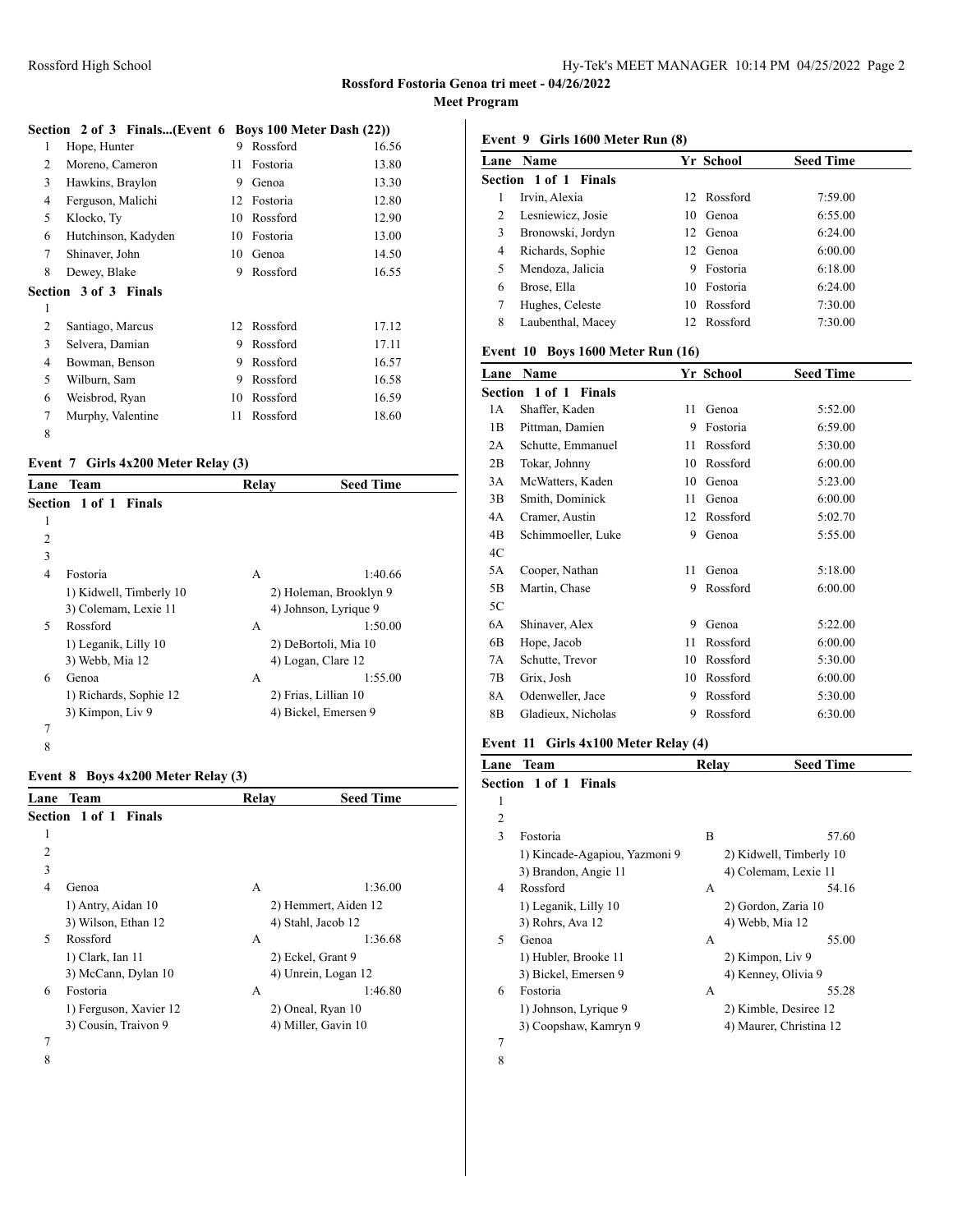**Rossford Fostoria Genoa tri meet - 04/26/2022**

**Meet Program**

### Section 2 of 3 Finals...(Event 6 Boys 100 Meter Dash (22))

| Lane | Name | Yr | School | Seed Time |
|---|---|---|---|---|
| 1 | Hope, Hunter | 9 | Rossford | 16.56 |
| 2 | Moreno, Cameron | 11 | Fostoria | 13.80 |
| 3 | Hawkins, Braylon | 9 | Genoa | 13.30 |
| 4 | Ferguson, Malichi | 12 | Fostoria | 12.80 |
| 5 | Klocko, Ty | 10 | Rossford | 12.90 |
| 6 | Hutchinson, Kadyden | 10 | Fostoria | 13.00 |
| 7 | Shinaver, John | 10 | Genoa | 14.50 |
| 8 | Dewey, Blake | 9 | Rossford | 16.55 |

**Section 3 of 3 Finals**

| Lane | Name | Yr | School | Seed Time |
|---|---|---|---|---|
| 1 | | | | |
| 2 | Santiago, Marcus | 12 | Rossford | 17.12 |
| 3 | Selvera, Damian | 9 | Rossford | 17.11 |
| 4 | Bowman, Benson | 9 | Rossford | 16.57 |
| 5 | Wilburn, Sam | 9 | Rossford | 16.58 |
| 6 | Weisbrod, Ryan | 10 | Rossford | 16.59 |
| 7 | Murphy, Valentine | 11 | Rossford | 18.60 |
| 8 | | | | |

### Event 7 Girls 4x200 Meter Relay (3)

| Lane | Team | Relay | Seed Time |
|---|---|---|---|
| **Section 1 of 1 Finals** | | | |
| 1 | | | |
| 2 | | | |
| 3 | | | |
| 4 | Fostoria | A | 1:40.66 |
| | 1) Kidwell, Timberly 10 | 2) Holeman, Brooklyn 9 | |
| | 3) Colemam, Lexie 11 | 4) Johnson, Lyrique 9 | |
| 5 | Rossford | A | 1:50.00 |
| | 1) Leganik, Lilly 10 | 2) DeBortoli, Mia 10 | |
| | 3) Webb, Mia 12 | 4) Logan, Clare 12 | |
| 6 | Genoa | A | 1:55.00 |
| | 1) Richards, Sophie 12 | 2) Frias, Lillian 10 | |
| | 3) Kimpon, Liv 9 | 4) Bickel, Emersen 9 | |
| 7 | | | |
| 8 | | | |

### Event 8 Boys 4x200 Meter Relay (3)

| Lane | Team | Relay | Seed Time |
|---|---|---|---|
| **Section 1 of 1 Finals** | | | |
| 1 | | | |
| 2 | | | |
| 3 | | | |
| 4 | Genoa | A | 1:36.00 |
| | 1) Antry, Aidan 10 | 2) Hemmert, Aiden 12 | |
| | 3) Wilson, Ethan 12 | 4) Stahl, Jacob 12 | |
| 5 | Rossford | A | 1:36.68 |
| | 1) Clark, Ian 11 | 2) Eckel, Grant 9 | |
| | 3) McCann, Dylan 10 | 4) Unrein, Logan 12 | |
| 6 | Fostoria | A | 1:46.80 |
| | 1) Ferguson, Xavier 12 | 2) Oneal, Ryan 10 | |
| | 3) Cousin, Traivon 9 | 4) Miller, Gavin 10 | |
| 7 | | | |
| 8 | | | |

### Event 9 Girls 1600 Meter Run (8)

| Lane | Name | Yr | School | Seed Time |
|---|---|---|---|---|
| **Section 1 of 1 Finals** | | | | |
| 1 | Irvin, Alexia | 12 | Rossford | 7:59.00 |
| 2 | Lesniewicz, Josie | 10 | Genoa | 6:55.00 |
| 3 | Bronowski, Jordyn | 12 | Genoa | 6:24.00 |
| 4 | Richards, Sophie | 12 | Genoa | 6:00.00 |
| 5 | Mendoza, Jalicia | 9 | Fostoria | 6:18.00 |
| 6 | Brose, Ella | 10 | Fostoria | 6:24.00 |
| 7 | Hughes, Celeste | 10 | Rossford | 7:30.00 |
| 8 | Laubenthal, Macey | 12 | Rossford | 7:30.00 |

### Event 10 Boys 1600 Meter Run (16)

| Lane | Name | Yr | School | Seed Time |
|---|---|---|---|---|
| **Section 1 of 1 Finals** | | | | |
| 1A | Shaffer, Kaden | 11 | Genoa | 5:52.00 |
| 1B | Pittman, Damien | 9 | Fostoria | 6:59.00 |
| 2A | Schutte, Emmanuel | 11 | Rossford | 5:30.00 |
| 2B | Tokar, Johnny | 10 | Rossford | 6:00.00 |
| 3A | McWatters, Kaden | 10 | Genoa | 5:23.00 |
| 3B | Smith, Dominick | 11 | Genoa | 6:00.00 |
| 4A | Cramer, Austin | 12 | Rossford | 5:02.70 |
| 4B | Schimmoeller, Luke | 9 | Genoa | 5:55.00 |
| 4C | | | | |
| 5A | Cooper, Nathan | 11 | Genoa | 5:18.00 |
| 5B | Martin, Chase | 9 | Rossford | 6:00.00 |
| 5C | | | | |
| 6A | Shinaver, Alex | 9 | Genoa | 5:22.00 |
| 6B | Hope, Jacob | 11 | Rossford | 6:00.00 |
| 7A | Schutte, Trevor | 10 | Rossford | 5:30.00 |
| 7B | Grix, Josh | 10 | Rossford | 6:00.00 |
| 8A | Odenweller, Jace | 9 | Rossford | 5:30.00 |
| 8B | Gladieux, Nicholas | 9 | Rossford | 6:30.00 |

### Event 11 Girls 4x100 Meter Relay (4)

| Lane | Team | Relay | Seed Time |
|---|---|---|---|
| **Section 1 of 1 Finals** | | | |
| 1 | | | |
| 2 | | | |
| 3 | Fostoria | B | 57.60 |
| | 1) Kincade-Agapiou, Yazmoni 9 | 2) Kidwell, Timberly 10 | |
| | 3) Brandon, Angie 11 | 4) Colemam, Lexie 11 | |
| 4 | Rossford | A | 54.16 |
| | 1) Leganik, Lilly 10 | 2) Gordon, Zaria 10 | |
| | 3) Rohrs, Ava 12 | 4) Webb, Mia 12 | |
| 5 | Genoa | A | 55.00 |
| | 1) Hubler, Brooke 11 | 2) Kimpon, Liv 9 | |
| | 3) Bickel, Emersen 9 | 4) Kenney, Olivia 9 | |
| 6 | Fostoria | A | 55.28 |
| | 1) Johnson, Lyrique 9 | 2) Kimble, Desiree 12 | |
| | 3) Coopshaw, Kamryn 9 | 4) Maurer, Christina 12 | |
| 7 | | | |
| 8 | | | |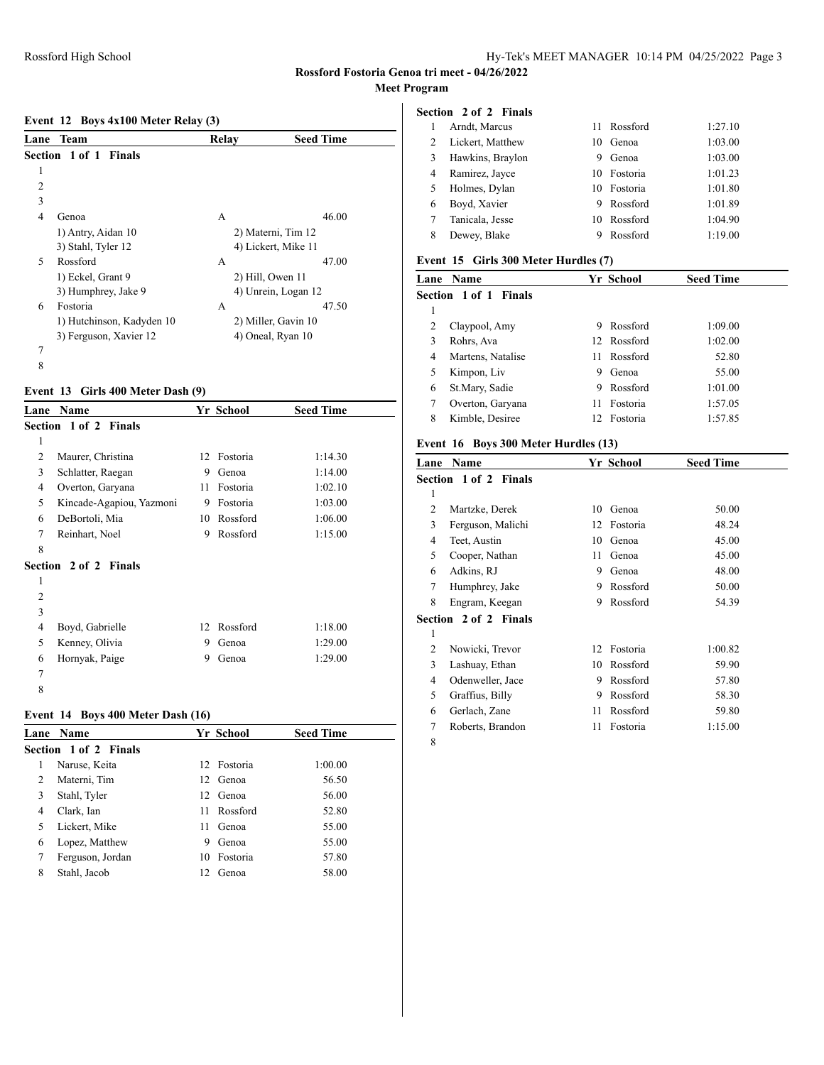Rossford Fostoria Genoa tri meet - 04/26/2022

Meet Program

### Event 12 Boys 4x100 Meter Relay (3)

| Lane | Team | Relay | Seed Time |
|---|---|---|---|
| **Section 1 of 1 Finals** | | | |
| 1 | | | |
| 2 | | | |
| 3 | | | |
| 4 | Genoa | A | 46.00 |
| | 1) Antry, Aidan 10 | 2) Materni, Tim 12 | |
| | 3) Stahl, Tyler 12 | 4) Lickert, Mike 11 | |
| 5 | Rossford | A | 47.00 |
| | 1) Eckel, Grant 9 | 2) Hill, Owen 11 | |
| | 3) Humphrey, Jake 9 | 4) Unrein, Logan 12 | |
| 6 | Fostoria | A | 47.50 |
| | 1) Hutchinson, Kadyden 10 | 2) Miller, Gavin 10 | |
| | 3) Ferguson, Xavier 12 | 4) Oneal, Ryan 10 | |
| 7 | | | |
| 8 | | | |

### Event 13 Girls 400 Meter Dash (9)

| Lane | Name | Yr | School | Seed Time |
|---|---|---|---|---|
| **Section 1 of 2 Finals** | | | | |
| 1 | | | | |
| 2 | Maurer, Christina | 12 | Fostoria | 1:14.30 |
| 3 | Schlatter, Raegan | 9 | Genoa | 1:14.00 |
| 4 | Overton, Garyana | 11 | Fostoria | 1:02.10 |
| 5 | Kincade-Agapiou, Yazmoni | 9 | Fostoria | 1:03.00 |
| 6 | DeBortoli, Mia | 10 | Rossford | 1:06.00 |
| 7 | Reinhart, Noel | 9 | Rossford | 1:15.00 |
| 8 | | | | |
| **Section 2 of 2 Finals** | | | | |
| 1 | | | | |
| 2 | | | | |
| 3 | | | | |
| 4 | Boyd, Gabrielle | 12 | Rossford | 1:18.00 |
| 5 | Kenney, Olivia | 9 | Genoa | 1:29.00 |
| 6 | Hornyak, Paige | 9 | Genoa | 1:29.00 |
| 7 | | | | |
| 8 | | | | |

### Event 14 Boys 400 Meter Dash (16)

| Lane | Name | Yr | School | Seed Time |
|---|---|---|---|---|
| **Section 1 of 2 Finals** | | | | |
| 1 | Naruse, Keita | 12 | Fostoria | 1:00.00 |
| 2 | Materni, Tim | 12 | Genoa | 56.50 |
| 3 | Stahl, Tyler | 12 | Genoa | 56.00 |
| 4 | Clark, Ian | 11 | Rossford | 52.80 |
| 5 | Lickert, Mike | 11 | Genoa | 55.00 |
| 6 | Lopez, Matthew | 9 | Genoa | 55.00 |
| 7 | Ferguson, Jordan | 10 | Fostoria | 57.80 |
| 8 | Stahl, Jacob | 12 | Genoa | 58.00 |
| **Section 2 of 2 Finals** | | | | |
| 1 | Arndt, Marcus | 11 | Rossford | 1:27.10 |
| 2 | Lickert, Matthew | 10 | Genoa | 1:03.00 |
| 3 | Hawkins, Braylon | 9 | Genoa | 1:03.00 |
| 4 | Ramirez, Jayce | 10 | Fostoria | 1:01.23 |
| 5 | Holmes, Dylan | 10 | Fostoria | 1:01.80 |
| 6 | Boyd, Xavier | 9 | Rossford | 1:01.89 |
| 7 | Tanicala, Jesse | 10 | Rossford | 1:04.90 |
| 8 | Dewey, Blake | 9 | Rossford | 1:19.00 |

### Event 15 Girls 300 Meter Hurdles (7)

| Lane | Name | Yr | School | Seed Time |
|---|---|---|---|---|
| **Section 1 of 1 Finals** | | | | |
| 1 | | | | |
| 2 | Claypool, Amy | 9 | Rossford | 1:09.00 |
| 3 | Rohrs, Ava | 12 | Rossford | 1:02.00 |
| 4 | Martens, Natalise | 11 | Rossford | 52.80 |
| 5 | Kimpon, Liv | 9 | Genoa | 55.00 |
| 6 | St.Mary, Sadie | 9 | Rossford | 1:01.00 |
| 7 | Overton, Garyana | 11 | Fostoria | 1:57.05 |
| 8 | Kimble, Desiree | 12 | Fostoria | 1:57.85 |

### Event 16 Boys 300 Meter Hurdles (13)

| Lane | Name | Yr | School | Seed Time |
|---|---|---|---|---|
| **Section 1 of 2 Finals** | | | | |
| 1 | | | | |
| 2 | Martzke, Derek | 10 | Genoa | 50.00 |
| 3 | Ferguson, Malichi | 12 | Fostoria | 48.24 |
| 4 | Teet, Austin | 10 | Genoa | 45.00 |
| 5 | Cooper, Nathan | 11 | Genoa | 45.00 |
| 6 | Adkins, RJ | 9 | Genoa | 48.00 |
| 7 | Humphrey, Jake | 9 | Rossford | 50.00 |
| 8 | Engram, Keegan | 9 | Rossford | 54.39 |
| **Section 2 of 2 Finals** | | | | |
| 1 | | | | |
| 2 | Nowicki, Trevor | 12 | Fostoria | 1:00.82 |
| 3 | Lashuay, Ethan | 10 | Rossford | 59.90 |
| 4 | Odenweller, Jace | 9 | Rossford | 57.80 |
| 5 | Graffius, Billy | 9 | Rossford | 58.30 |
| 6 | Gerlach, Zane | 11 | Rossford | 59.80 |
| 7 | Roberts, Brandon | 11 | Fostoria | 1:15.00 |
| 8 | | | | |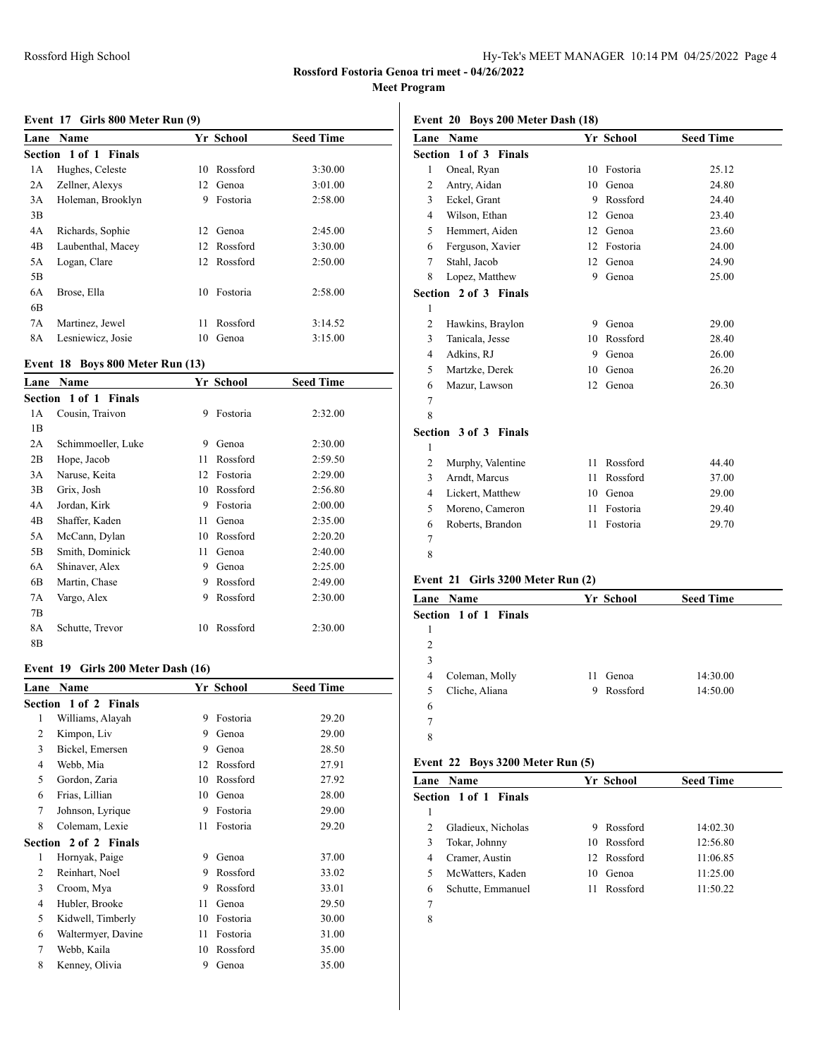**Rossford Fostoria Genoa tri meet - 04/26/2022**

**Meet Program**

### Event 17 Girls 800 Meter Run (9)

| Lane | Name | Yr | School | Seed Time |
|---|---|---|---|---|
| **Section 1 of 1 Finals** | | | | |
| 1A | Hughes, Celeste | 10 | Rossford | 3:30.00 |
| 2A | Zellner, Alexys | 12 | Genoa | 3:01.00 |
| 3A | Holeman, Brooklyn | 9 | Fostoria | 2:58.00 |
| 3B | | | | |
| 4A | Richards, Sophie | 12 | Genoa | 2:45.00 |
| 4B | Laubenthal, Macey | 12 | Rossford | 3:30.00 |
| 5A | Logan, Clare | 12 | Rossford | 2:50.00 |
| 5B | | | | |
| 6A | Brose, Ella | 10 | Fostoria | 2:58.00 |
| 6B | | | | |
| 7A | Martinez, Jewel | 11 | Rossford | 3:14.52 |
| 8A | Lesniewicz, Josie | 10 | Genoa | 3:15.00 |

### Event 18 Boys 800 Meter Run (13)

| Lane | Name | Yr | School | Seed Time |
|---|---|---|---|---|
| **Section 1 of 1 Finals** | | | | |
| 1A | Cousin, Traivon | 9 | Fostoria | 2:32.00 |
| 1B | | | | |
| 2A | Schimmoeller, Luke | 9 | Genoa | 2:30.00 |
| 2B | Hope, Jacob | 11 | Rossford | 2:59.50 |
| 3A | Naruse, Keita | 12 | Fostoria | 2:29.00 |
| 3B | Grix, Josh | 10 | Rossford | 2:56.80 |
| 4A | Jordan, Kirk | 9 | Fostoria | 2:00.00 |
| 4B | Shaffer, Kaden | 11 | Genoa | 2:35.00 |
| 5A | McCann, Dylan | 10 | Rossford | 2:20.20 |
| 5B | Smith, Dominick | 11 | Genoa | 2:40.00 |
| 6A | Shinaver, Alex | 9 | Genoa | 2:25.00 |
| 6B | Martin, Chase | 9 | Rossford | 2:49.00 |
| 7A | Vargo, Alex | 9 | Rossford | 2:30.00 |
| 7B | | | | |
| 8A | Schutte, Trevor | 10 | Rossford | 2:30.00 |
| 8B | | | | |

### Event 19 Girls 200 Meter Dash (16)

| Lane | Name | Yr | School | Seed Time |
|---|---|---|---|---|
| **Section 1 of 2 Finals** | | | | |
| 1 | Williams, Alayah | 9 | Fostoria | 29.20 |
| 2 | Kimpon, Liv | 9 | Genoa | 29.00 |
| 3 | Bickel, Emersen | 9 | Genoa | 28.50 |
| 4 | Webb, Mia | 12 | Rossford | 27.91 |
| 5 | Gordon, Zaria | 10 | Rossford | 27.92 |
| 6 | Frias, Lillian | 10 | Genoa | 28.00 |
| 7 | Johnson, Lyrique | 9 | Fostoria | 29.00 |
| 8 | Colemam, Lexie | 11 | Fostoria | 29.20 |
| **Section 2 of 2 Finals** | | | | |
| 1 | Hornyak, Paige | 9 | Genoa | 37.00 |
| 2 | Reinhart, Noel | 9 | Rossford | 33.02 |
| 3 | Croom, Mya | 9 | Rossford | 33.01 |
| 4 | Hubler, Brooke | 11 | Genoa | 29.50 |
| 5 | Kidwell, Timberly | 10 | Fostoria | 30.00 |
| 6 | Waltermyer, Davine | 11 | Fostoria | 31.00 |
| 7 | Webb, Kaila | 10 | Rossford | 35.00 |
| 8 | Kenney, Olivia | 9 | Genoa | 35.00 |

### Event 20 Boys 200 Meter Dash (18)

| Lane | Name | Yr | School | Seed Time |
|---|---|---|---|---|
| **Section 1 of 3 Finals** | | | | |
| 1 | Oneal, Ryan | 10 | Fostoria | 25.12 |
| 2 | Antry, Aidan | 10 | Genoa | 24.80 |
| 3 | Eckel, Grant | 9 | Rossford | 24.40 |
| 4 | Wilson, Ethan | 12 | Genoa | 23.40 |
| 5 | Hemmert, Aiden | 12 | Genoa | 23.60 |
| 6 | Ferguson, Xavier | 12 | Fostoria | 24.00 |
| 7 | Stahl, Jacob | 12 | Genoa | 24.90 |
| 8 | Lopez, Matthew | 9 | Genoa | 25.00 |
| **Section 2 of 3 Finals** | | | | |
| 1 | | | | |
| 2 | Hawkins, Braylon | 9 | Genoa | 29.00 |
| 3 | Tanicala, Jesse | 10 | Rossford | 28.40 |
| 4 | Adkins, RJ | 9 | Genoa | 26.00 |
| 5 | Martzke, Derek | 10 | Genoa | 26.20 |
| 6 | Mazur, Lawson | 12 | Genoa | 26.30 |
| 7 | | | | |
| 8 | | | | |
| **Section 3 of 3 Finals** | | | | |
| 1 | | | | |
| 2 | Murphy, Valentine | 11 | Rossford | 44.40 |
| 3 | Arndt, Marcus | 11 | Rossford | 37.00 |
| 4 | Lickert, Matthew | 10 | Genoa | 29.00 |
| 5 | Moreno, Cameron | 11 | Fostoria | 29.40 |
| 6 | Roberts, Brandon | 11 | Fostoria | 29.70 |
| 7 | | | | |
| 8 | | | | |

### Event 21 Girls 3200 Meter Run (2)

| Lane | Name | Yr | School | Seed Time |
|---|---|---|---|---|
| **Section 1 of 1 Finals** | | | | |
| 1 | | | | |
| 2 | | | | |
| 3 | | | | |
| 4 | Coleman, Molly | 11 | Genoa | 14:30.00 |
| 5 | Cliche, Aliana | 9 | Rossford | 14:50.00 |
| 6 | | | | |
| 7 | | | | |
| 8 | | | | |

### Event 22 Boys 3200 Meter Run (5)

| Lane | Name | Yr | School | Seed Time |
|---|---|---|---|---|
| **Section 1 of 1 Finals** | | | | |
| 1 | | | | |
| 2 | Gladieux, Nicholas | 9 | Rossford | 14:02.30 |
| 3 | Tokar, Johnny | 10 | Rossford | 12:56.80 |
| 4 | Cramer, Austin | 12 | Rossford | 11:06.85 |
| 5 | McWatters, Kaden | 10 | Genoa | 11:25.00 |
| 6 | Schutte, Emmanuel | 11 | Rossford | 11:50.22 |
| 7 | | | | |
| 8 | | | | |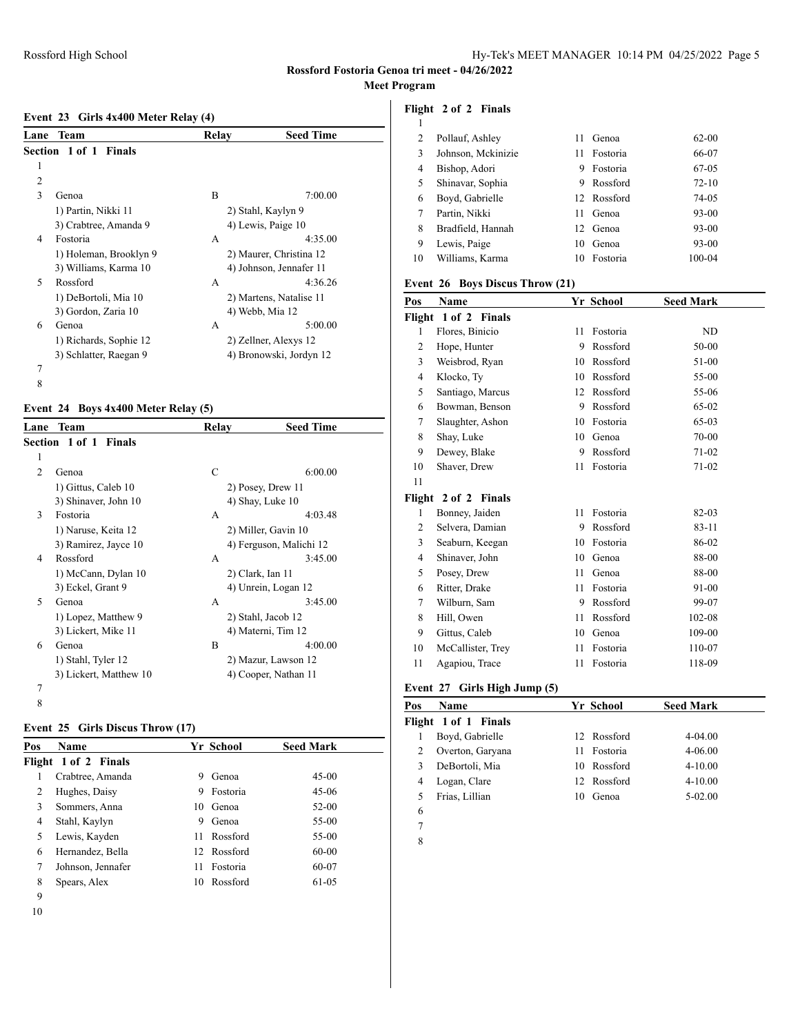**Rossford Fostoria Genoa tri meet - 04/26/2022**

**Meet Program**

### Event 23 Girls 4x400 Meter Relay (4)

| Lane | Team | Relay | Seed Time |
|---|---|---|---|
| **Section 1 of 1 Finals** | | | |
| 1 | | | |
| 2 | | | |
| 3 | Genoa | B | 7:00.00 |
| | 1) Partin, Nikki 11 | 2) Stahl, Kaylyn 9 | |
| | 3) Crabtree, Amanda 9 | 4) Lewis, Paige 10 | |
| 4 | Fostoria | A | 4:35.00 |
| | 1) Holeman, Brooklyn 9 | 2) Maurer, Christina 12 | |
| | 3) Williams, Karma 10 | 4) Johnson, Jennafer 11 | |
| 5 | Rossford | A | 4:36.26 |
| | 1) DeBortoli, Mia 10 | 2) Martens, Natalise 11 | |
| | 3) Gordon, Zaria 10 | 4) Webb, Mia 12 | |
| 6 | Genoa | A | 5:00.00 |
| | 1) Richards, Sophie 12 | 2) Zellner, Alexys 12 | |
| | 3) Schlatter, Raegan 9 | 4) Bronowski, Jordyn 12 | |
| 7 | | | |
| 8 | | | |

### Event 24 Boys 4x400 Meter Relay (5)

| Lane | Team | Relay | Seed Time |
|---|---|---|---|
| **Section 1 of 1 Finals** | | | |
| 1 | | | |
| 2 | Genoa | C | 6:00.00 |
| | 1) Gittus, Caleb 10 | 2) Posey, Drew 11 | |
| | 3) Shinaver, John 10 | 4) Shay, Luke 10 | |
| 3 | Fostoria | A | 4:03.48 |
| | 1) Naruse, Keita 12 | 2) Miller, Gavin 10 | |
| | 3) Ramirez, Jayce 10 | 4) Ferguson, Malichi 12 | |
| 4 | Rossford | A | 3:45.00 |
| | 1) McCann, Dylan 10 | 2) Clark, Ian 11 | |
| | 3) Eckel, Grant 9 | 4) Unrein, Logan 12 | |
| 5 | Genoa | A | 3:45.00 |
| | 1) Lopez, Matthew 9 | 2) Stahl, Jacob 12 | |
| | 3) Lickert, Mike 11 | 4) Materni, Tim 12 | |
| 6 | Genoa | B | 4:00.00 |
| | 1) Stahl, Tyler 12 | 2) Mazur, Lawson 12 | |
| | 3) Lickert, Matthew 10 | 4) Cooper, Nathan 11 | |
| 7 | | | |
| 8 | | | |

### Event 25 Girls Discus Throw (17)

| Pos | Name | Yr | School | Seed Mark |
|---|---|---|---|---|
| **Flight 1 of 2 Finals** | | | | |
| 1 | Crabtree, Amanda | 9 | Genoa | 45-00 |
| 2 | Hughes, Daisy | 9 | Fostoria | 45-06 |
| 3 | Sommers, Anna | 10 | Genoa | 52-00 |
| 4 | Stahl, Kaylyn | 9 | Genoa | 55-00 |
| 5 | Lewis, Kayden | 11 | Rossford | 55-00 |
| 6 | Hernandez, Bella | 12 | Rossford | 60-00 |
| 7 | Johnson, Jennafer | 11 | Fostoria | 60-07 |
| 8 | Spears, Alex | 10 | Rossford | 61-05 |
| 9 | | | | |
| 10 | | | | |
| **Flight 2 of 2 Finals** | | | | |
| 1 | | | | |
| 2 | Pollauf, Ashley | 11 | Genoa | 62-00 |
| 3 | Johnson, Mckinizie | 11 | Fostoria | 66-07 |
| 4 | Bishop, Adori | 9 | Fostoria | 67-05 |
| 5 | Shinavar, Sophia | 9 | Rossford | 72-10 |
| 6 | Boyd, Gabrielle | 12 | Rossford | 74-05 |
| 7 | Partin, Nikki | 11 | Genoa | 93-00 |
| 8 | Bradfield, Hannah | 12 | Genoa | 93-00 |
| 9 | Lewis, Paige | 10 | Genoa | 93-00 |
| 10 | Williams, Karma | 10 | Fostoria | 100-04 |

### Event 26 Boys Discus Throw (21)

| Pos | Name | Yr | School | Seed Mark |
|---|---|---|---|---|
| **Flight 1 of 2 Finals** | | | | |
| 1 | Flores, Binicio | 11 | Fostoria | ND |
| 2 | Hope, Hunter | 9 | Rossford | 50-00 |
| 3 | Weisbrod, Ryan | 10 | Rossford | 51-00 |
| 4 | Klocko, Ty | 10 | Rossford | 55-00 |
| 5 | Santiago, Marcus | 12 | Rossford | 55-06 |
| 6 | Bowman, Benson | 9 | Rossford | 65-02 |
| 7 | Slaughter, Ashon | 10 | Fostoria | 65-03 |
| 8 | Shay, Luke | 10 | Genoa | 70-00 |
| 9 | Dewey, Blake | 9 | Rossford | 71-02 |
| 10 | Shaver, Drew | 11 | Fostoria | 71-02 |
| 11 | | | | |
| **Flight 2 of 2 Finals** | | | | |
| 1 | Bonney, Jaiden | 11 | Fostoria | 82-03 |
| 2 | Selvera, Damian | 9 | Rossford | 83-11 |
| 3 | Seaburn, Keegan | 10 | Fostoria | 86-02 |
| 4 | Shinaver, John | 10 | Genoa | 88-00 |
| 5 | Posey, Drew | 11 | Genoa | 88-00 |
| 6 | Ritter, Drake | 11 | Fostoria | 91-00 |
| 7 | Wilburn, Sam | 9 | Rossford | 99-07 |
| 8 | Hill, Owen | 11 | Rossford | 102-08 |
| 9 | Gittus, Caleb | 10 | Genoa | 109-00 |
| 10 | McCallister, Trey | 11 | Fostoria | 110-07 |
| 11 | Agapiou, Trace | 11 | Fostoria | 118-09 |

### Event 27 Girls High Jump (5)

| Pos | Name | Yr | School | Seed Mark |
|---|---|---|---|---|
| **Flight 1 of 1 Finals** | | | | |
| 1 | Boyd, Gabrielle | 12 | Rossford | 4-04.00 |
| 2 | Overton, Garyana | 11 | Fostoria | 4-06.00 |
| 3 | DeBortoli, Mia | 10 | Rossford | 4-10.00 |
| 4 | Logan, Clare | 12 | Rossford | 4-10.00 |
| 5 | Frias, Lillian | 10 | Genoa | 5-02.00 |
| 6 | | | | |
| 7 | | | | |
| 8 | | | | |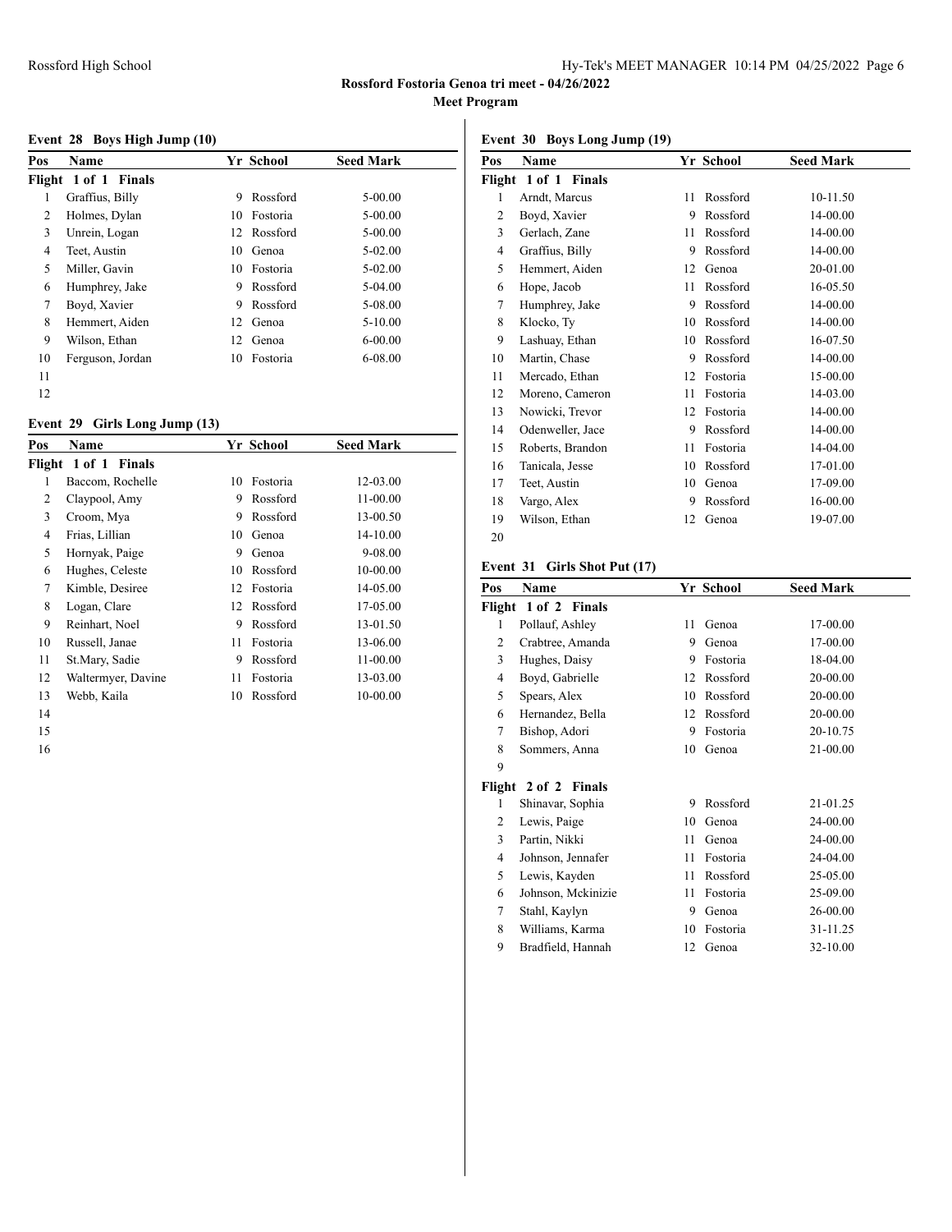## Rossford Fostoria Genoa tri meet - 04/26/2022

### Meet Program

#### Event 28 Boys High Jump (10)

| Pos | Name | Yr | School | Seed Mark |
|---|---|---|---|---|
| **Flight 1 of 1 Finals** | | | | |
| 1 | Graffius, Billy | 9 | Rossford | 5-00.00 |
| 2 | Holmes, Dylan | 10 | Fostoria | 5-00.00 |
| 3 | Unrein, Logan | 12 | Rossford | 5-00.00 |
| 4 | Teet, Austin | 10 | Genoa | 5-02.00 |
| 5 | Miller, Gavin | 10 | Fostoria | 5-02.00 |
| 6 | Humphrey, Jake | 9 | Rossford | 5-04.00 |
| 7 | Boyd, Xavier | 9 | Rossford | 5-08.00 |
| 8 | Hemmert, Aiden | 12 | Genoa | 5-10.00 |
| 9 | Wilson, Ethan | 12 | Genoa | 6-00.00 |
| 10 | Ferguson, Jordan | 10 | Fostoria | 6-08.00 |
| 11 | | | | |
| 12 | | | | |

#### Event 29 Girls Long Jump (13)

| Pos | Name | Yr | School | Seed Mark |
|---|---|---|---|---|
| **Flight 1 of 1 Finals** | | | | |
| 1 | Baccom, Rochelle | 10 | Fostoria | 12-03.00 |
| 2 | Claypool, Amy | 9 | Rossford | 11-00.00 |
| 3 | Croom, Mya | 9 | Rossford | 13-00.50 |
| 4 | Frias, Lillian | 10 | Genoa | 14-10.00 |
| 5 | Hornyak, Paige | 9 | Genoa | 9-08.00 |
| 6 | Hughes, Celeste | 10 | Rossford | 10-00.00 |
| 7 | Kimble, Desiree | 12 | Fostoria | 14-05.00 |
| 8 | Logan, Clare | 12 | Rossford | 17-05.00 |
| 9 | Reinhart, Noel | 9 | Rossford | 13-01.50 |
| 10 | Russell, Janae | 11 | Fostoria | 13-06.00 |
| 11 | St.Mary, Sadie | 9 | Rossford | 11-00.00 |
| 12 | Waltermyer, Davine | 11 | Fostoria | 13-03.00 |
| 13 | Webb, Kaila | 10 | Rossford | 10-00.00 |
| 14 | | | | |
| 15 | | | | |
| 16 | | | | |

#### Event 30 Boys Long Jump (19)

| Pos | Name | Yr | School | Seed Mark |
|---|---|---|---|---|
| **Flight 1 of 1 Finals** | | | | |
| 1 | Arndt, Marcus | 11 | Rossford | 10-11.50 |
| 2 | Boyd, Xavier | 9 | Rossford | 14-00.00 |
| 3 | Gerlach, Zane | 11 | Rossford | 14-00.00 |
| 4 | Graffius, Billy | 9 | Rossford | 14-00.00 |
| 5 | Hemmert, Aiden | 12 | Genoa | 20-01.00 |
| 6 | Hope, Jacob | 11 | Rossford | 16-05.50 |
| 7 | Humphrey, Jake | 9 | Rossford | 14-00.00 |
| 8 | Klocko, Ty | 10 | Rossford | 14-00.00 |
| 9 | Lashuay, Ethan | 10 | Rossford | 16-07.50 |
| 10 | Martin, Chase | 9 | Rossford | 14-00.00 |
| 11 | Mercado, Ethan | 12 | Fostoria | 15-00.00 |
| 12 | Moreno, Cameron | 11 | Fostoria | 14-03.00 |
| 13 | Nowicki, Trevor | 12 | Fostoria | 14-00.00 |
| 14 | Odenweller, Jace | 9 | Rossford | 14-00.00 |
| 15 | Roberts, Brandon | 11 | Fostoria | 14-04.00 |
| 16 | Tanicala, Jesse | 10 | Rossford | 17-01.00 |
| 17 | Teet, Austin | 10 | Genoa | 17-09.00 |
| 18 | Vargo, Alex | 9 | Rossford | 16-00.00 |
| 19 | Wilson, Ethan | 12 | Genoa | 19-07.00 |
| 20 | | | | |

#### Event 31 Girls Shot Put (17)

| Pos | Name | Yr | School | Seed Mark |
|---|---|---|---|---|
| **Flight 1 of 2 Finals** | | | | |
| 1 | Pollauf, Ashley | 11 | Genoa | 17-00.00 |
| 2 | Crabtree, Amanda | 9 | Genoa | 17-00.00 |
| 3 | Hughes, Daisy | 9 | Fostoria | 18-04.00 |
| 4 | Boyd, Gabrielle | 12 | Rossford | 20-00.00 |
| 5 | Spears, Alex | 10 | Rossford | 20-00.00 |
| 6 | Hernandez, Bella | 12 | Rossford | 20-00.00 |
| 7 | Bishop, Adori | 9 | Fostoria | 20-10.75 |
| 8 | Sommers, Anna | 10 | Genoa | 21-00.00 |
| 9 | | | | |
| **Flight 2 of 2 Finals** | | | | |
| 1 | Shinavar, Sophia | 9 | Rossford | 21-01.25 |
| 2 | Lewis, Paige | 10 | Genoa | 24-00.00 |
| 3 | Partin, Nikki | 11 | Genoa | 24-00.00 |
| 4 | Johnson, Jennafer | 11 | Fostoria | 24-04.00 |
| 5 | Lewis, Kayden | 11 | Rossford | 25-05.00 |
| 6 | Johnson, Mckinizie | 11 | Fostoria | 25-09.00 |
| 7 | Stahl, Kaylyn | 9 | Genoa | 26-00.00 |
| 8 | Williams, Karma | 10 | Fostoria | 31-11.25 |
| 9 | Bradfield, Hannah | 12 | Genoa | 32-10.00 |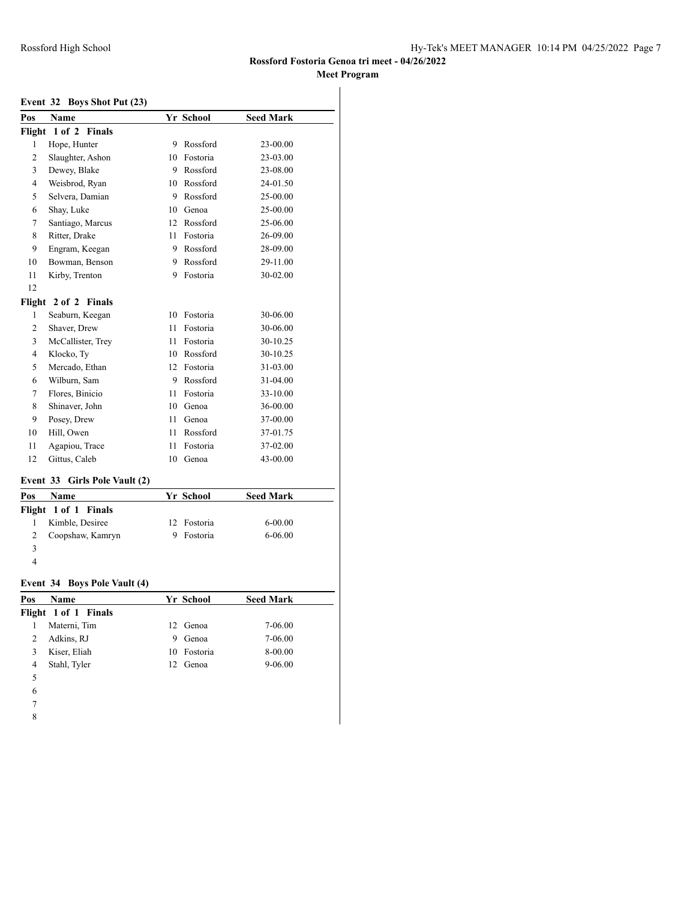**Rossford Fostoria Genoa tri meet - 04/26/2022**

**Meet Program**

### Event 32 Boys Shot Put (23)

| Pos | Name | Yr | School | Seed Mark |
|---|---|---|---|---|
| **Flight 1 of 2 Finals** | | | | |
| 1 | Hope, Hunter | 9 | Rossford | 23-00.00 |
| 2 | Slaughter, Ashon | 10 | Fostoria | 23-03.00 |
| 3 | Dewey, Blake | 9 | Rossford | 23-08.00 |
| 4 | Weisbrod, Ryan | 10 | Rossford | 24-01.50 |
| 5 | Selvera, Damian | 9 | Rossford | 25-00.00 |
| 6 | Shay, Luke | 10 | Genoa | 25-00.00 |
| 7 | Santiago, Marcus | 12 | Rossford | 25-06.00 |
| 8 | Ritter, Drake | 11 | Fostoria | 26-09.00 |
| 9 | Engram, Keegan | 9 | Rossford | 28-09.00 |
| 10 | Bowman, Benson | 9 | Rossford | 29-11.00 |
| 11 | Kirby, Trenton | 9 | Fostoria | 30-02.00 |
| 12 | | | | |
| **Flight 2 of 2 Finals** | | | | |
| 1 | Seaburn, Keegan | 10 | Fostoria | 30-06.00 |
| 2 | Shaver, Drew | 11 | Fostoria | 30-06.00 |
| 3 | McCallister, Trey | 11 | Fostoria | 30-10.25 |
| 4 | Klocko, Ty | 10 | Rossford | 30-10.25 |
| 5 | Mercado, Ethan | 12 | Fostoria | 31-03.00 |
| 6 | Wilburn, Sam | 9 | Rossford | 31-04.00 |
| 7 | Flores, Binicio | 11 | Fostoria | 33-10.00 |
| 8 | Shinaver, John | 10 | Genoa | 36-00.00 |
| 9 | Posey, Drew | 11 | Genoa | 37-00.00 |
| 10 | Hill, Owen | 11 | Rossford | 37-01.75 |
| 11 | Agapiou, Trace | 11 | Fostoria | 37-02.00 |
| 12 | Gittus, Caleb | 10 | Genoa | 43-00.00 |

### Event 33 Girls Pole Vault (2)

| Pos | Name | Yr | School | Seed Mark |
|---|---|---|---|---|
| **Flight 1 of 1 Finals** | | | | |
| 1 | Kimble, Desiree | 12 | Fostoria | 6-00.00 |
| 2 | Coopshaw, Kamryn | 9 | Fostoria | 6-06.00 |
| 3 | | | | |
| 4 | | | | |

### Event 34 Boys Pole Vault (4)

| Pos | Name | Yr | School | Seed Mark |
|---|---|---|---|---|
| **Flight 1 of 1 Finals** | | | | |
| 1 | Materni, Tim | 12 | Genoa | 7-06.00 |
| 2 | Adkins, RJ | 9 | Genoa | 7-06.00 |
| 3 | Kiser, Eliah | 10 | Fostoria | 8-00.00 |
| 4 | Stahl, Tyler | 12 | Genoa | 9-06.00 |
| 5 | | | | |
| 6 | | | | |
| 7 | | | | |
| 8 | | | | |